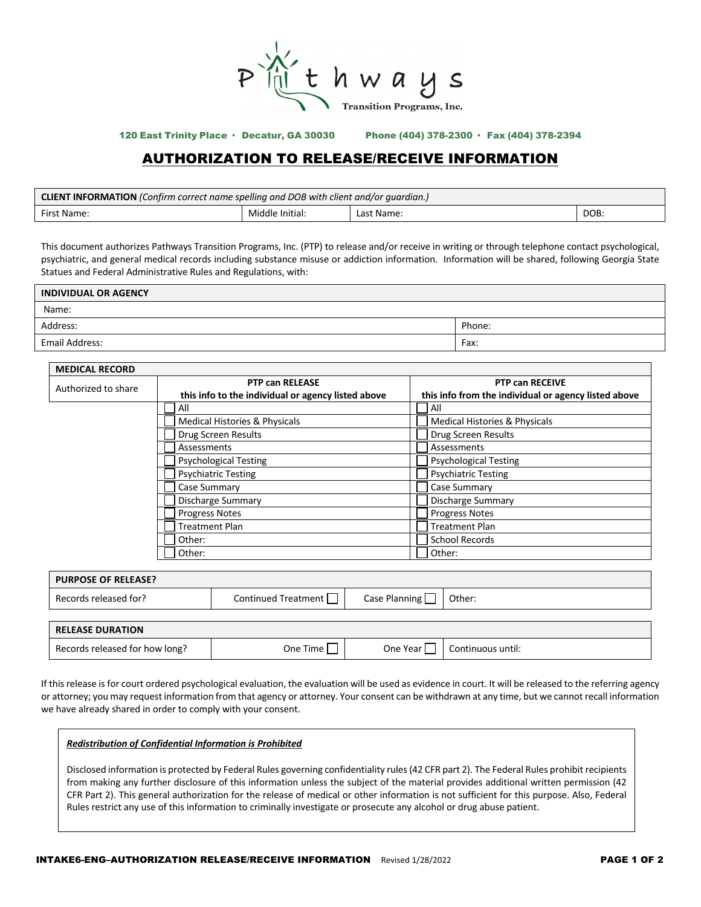# Pathways Transition Programs, Inc.

120 East Trinity Place • Decatur, GA 30030 Phone (404) 378-2300 • Fax (404) 378-2394

## AUTHORIZATION TO RELEASE/RECEIVE INFORMATION

| **CLIENT INFORMATION** *(Confirm correct name spelling and DOB with client and/or guardian.)* | | | |
|---|---|---|---|
| First Name: | Middle Initial: | Last Name: | DOB: |

This document authorizes Pathways Transition Programs, Inc. (PTP) to release and/or receive in writing or through telephone contact psychological, psychiatric, and general medical records including substance misuse or addiction information. Information will be shared, following Georgia State Statues and Federal Administrative Rules and Regulations, with:

| **INDIVIDUAL OR AGENCY** | |
|---|---|
| Name: | |
| Address: | Phone: |
| Email Address: | Fax: |

| **MEDICAL RECORD** | | |
|---|---|---|
| Authorized to share | **PTP can RELEASE this info to the individual or agency listed above** | **PTP can RECEIVE this info from the individual or agency listed above** |
| | ☐ All | ☐ All |
| | ☐ Medical Histories & Physicals | ☐ Medical Histories & Physicals |
| | ☐ Drug Screen Results | ☐ Drug Screen Results |
| | ☐ Assessments | ☐ Assessments |
| | ☐ Psychological Testing | ☐ Psychological Testing |
| | ☐ Psychiatric Testing | ☐ Psychiatric Testing |
| | ☐ Case Summary | ☐ Case Summary |
| | ☐ Discharge Summary | ☐ Discharge Summary |
| | ☐ Progress Notes | ☐ Progress Notes |
| | ☐ Treatment Plan | ☐ Treatment Plan |
| | ☐ Other: | ☐ School Records |
| | ☐ Other: | ☐ Other: |

| **PURPOSE OF RELEASE?** | | | |
|---|---|---|---|
| Records released for? | Continued Treatment ☐ | Case Planning ☐ | Other: |

| **RELEASE DURATION** | | | |
|---|---|---|---|
| Records released for how long? | One Time ☐ | One Year ☐ | Continuous until: |

If this release is for court ordered psychological evaluation, the evaluation will be used as evidence in court. It will be released to the referring agency or attorney; you may request information from that agency or attorney. Your consent can be withdrawn at any time, but we cannot recall information we have already shared in order to comply with your consent.

***Redistribution of Confidential Information is Prohibited***

Disclosed information is protected by Federal Rules governing confidentiality rules (42 CFR part 2). The Federal Rules prohibit recipients from making any further disclosure of this information unless the subject of the material provides additional written permission (42 CFR Part 2). This general authorization for the release of medical or other information is not sufficient for this purpose. Also, Federal Rules restrict any use of this information to criminally investigate or prosecute any alcohol or drug abuse patient.

INTAKE6-ENG–AUTHORIZATION RELEASE/RECEIVE INFORMATION Revised 1/28/2022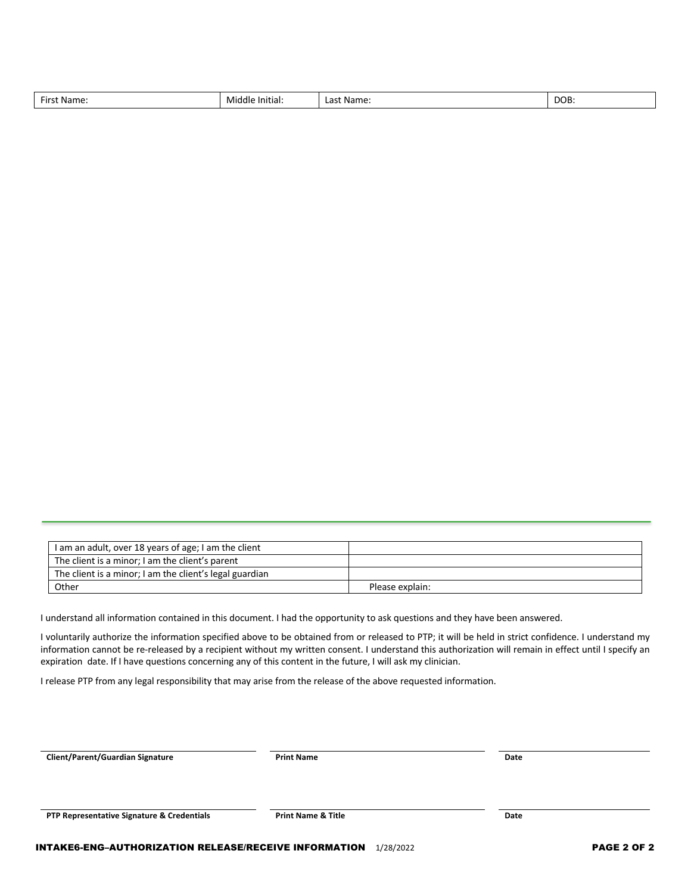| First Name: | Middle Initial: | Last Name: | DOB: |
|---|---|---|---|

| | |
|---|---|
| I am an adult, over 18 years of age; I am the client | |
| The client is a minor; I am the client's parent | |
| The client is a minor; I am the client's legal guardian | |
| Other | Please explain: |

I understand all information contained in this document. I had the opportunity to ask questions and they have been answered.

I voluntarily authorize the information specified above to be obtained from or released to PTP; it will be held in strict confidence. I understand my information cannot be re-released by a recipient without my written consent. I understand this authorization will remain in effect until I specify an expiration date. If I have questions concerning any of this content in the future, I will ask my clinician.

I release PTP from any legal responsibility that may arise from the release of the above requested information.

| **Client/Parent/Guardian Signature** | **Print Name** | **Date** |
|---|---|---|
| **PTP Representative Signature & Credentials** | **Print Name & Title** | **Date** |

**INTAKE6-ENG–AUTHORIZATION RELEASE/RECEIVE INFORMATION** 1/28/2022